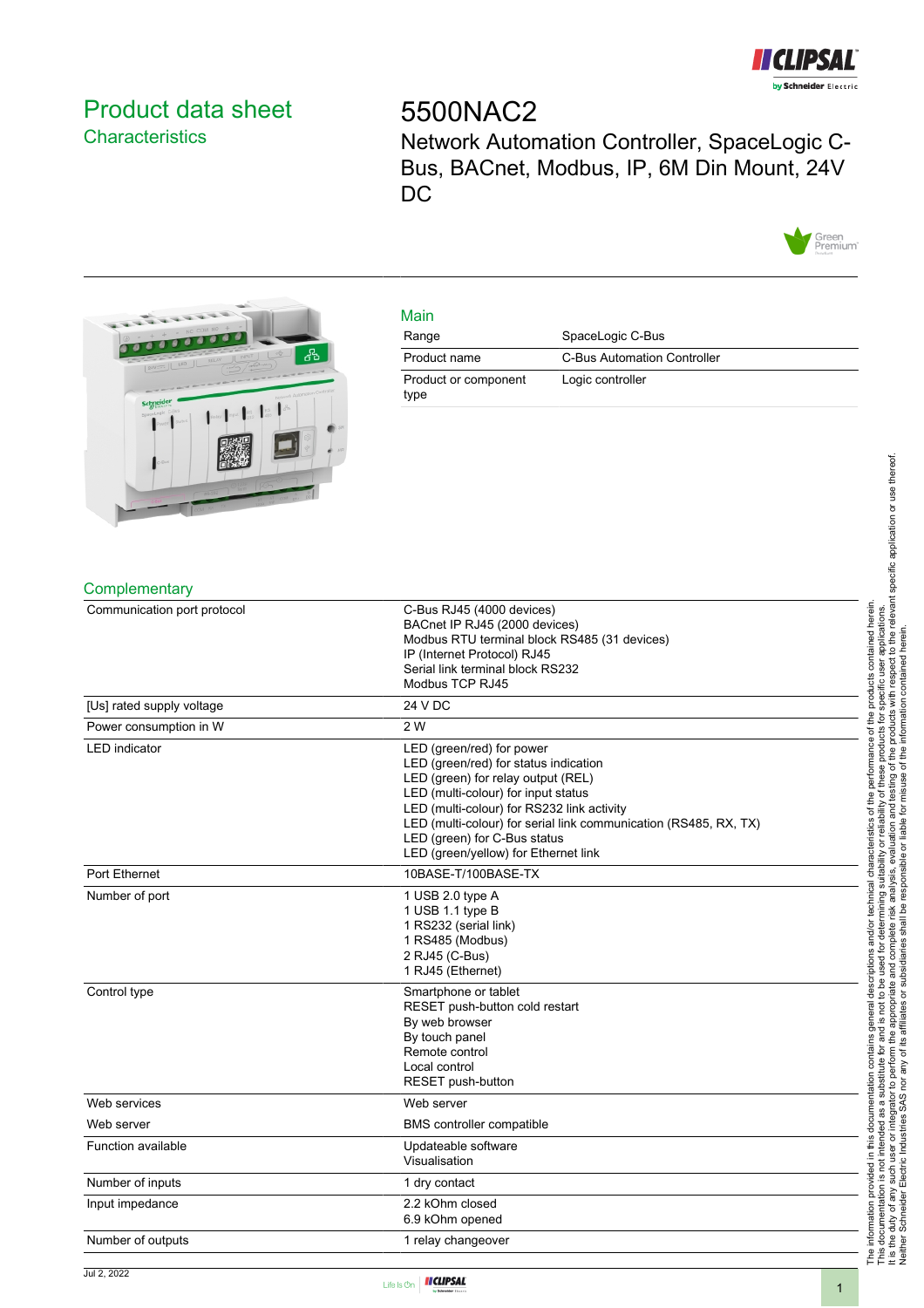# Product data sheet
## Characteristics

# 5500NAC2

Network Automation Controller, SpaceLogic C-Bus, BACnet, Modbus, IP, 6M Din Mount, 24V DC

## Main

| | |
|---|---|
| Range | SpaceLogic C-Bus |
| Product name | C-Bus Automation Controller |
| Product or component type | Logic controller |

## Complementary

| | |
|---|---|
| Communication port protocol | C-Bus RJ45 (4000 devices)<br>BACnet IP RJ45 (2000 devices)<br>Modbus RTU terminal block RS485 (31 devices)<br>IP (Internet Protocol) RJ45<br>Serial link terminal block RS232<br>Modbus TCP RJ45 |
| [Us] rated supply voltage | 24 V DC |
| Power consumption in W | 2 W |
| LED indicator | LED (green/red) for power<br>LED (green/red) for status indication<br>LED (green) for relay output (REL)<br>LED (multi-colour) for input status<br>LED (multi-colour) for RS232 link activity<br>LED (multi-colour) for serial link communication (RS485, RX, TX)<br>LED (green) for C-Bus status<br>LED (green/yellow) for Ethernet link |
| Port Ethernet | 10BASE-T/100BASE-TX |
| Number of port | 1 USB 2.0 type A<br>1 USB 1.1 type B<br>1 RS232 (serial link)<br>1 RS485 (Modbus)<br>2 RJ45 (C-Bus)<br>1 RJ45 (Ethernet) |
| Control type | Smartphone or tablet<br>RESET push-button cold restart<br>By web browser<br>By touch panel<br>Remote control<br>Local control<br>RESET push-button |
| Web services | Web server |
| Web server | BMS controller compatible |
| Function available | Updateable software<br>Visualisation |
| Number of inputs | 1 dry contact |
| Input impedance | 2.2 kOhm closed<br>6.9 kOhm opened |
| Number of outputs | 1 relay changeover |

The information provided in this documentation contains general descriptions and/or technical characteristics of the performance of the products contained herein. This documentation is not intended as a substitute for and is not to be used for determining suitability or reliability of these products for specific user applications. It is the duty of any such user or integrator to perform the appropriate and complete risk analysis, evaluation and testing of the products with respect to the relevant specific application or use thereof. Neither Schneider Electric Industries SAS nor any of its affiliates or subsidiaries shall be responsible or liable for misuse of the information contained herein.

Jul 2, 2022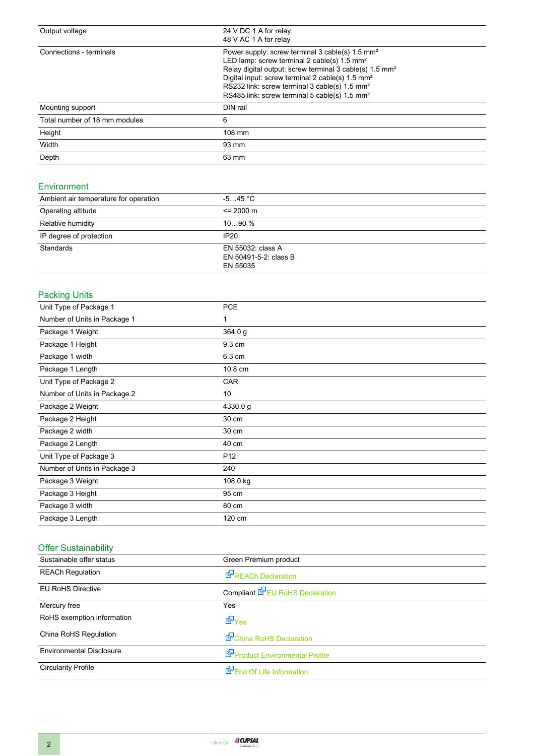| | |
|---|---|
| Output voltage | 24 V DC 1 A for relay<br>48 V AC 1 A for relay |
| Connections - terminals | Power supply: screw terminal 3 cable(s) 1.5 mm²<br>LED lamp: screw terminal 2 cable(s) 1.5 mm²<br>Relay digital output: screw terminal 3 cable(s) 1.5 mm²<br>Digital input: screw terminal 2 cable(s) 1.5 mm²<br>RS232 link: screw terminal 3 cable(s) 1.5 mm²<br>RS485 link: screw terminal 5 cable(s) 1.5 mm² |
| Mounting support | DIN rail |
| Total number of 18 mm modules | 6 |
| Height | 108 mm |
| Width | 93 mm |
| Depth | 63 mm |

## Environment

| | |
|---|---|
| Ambient air temperature for operation | -5…45 °C |
| Operating altitude | <= 2000 m |
| Relative humidity | 10…90 % |
| IP degree of protection | IP20 |
| Standards | EN 55032: class A<br>EN 50491-5-2: class B<br>EN 55035 |

## Packing Units

| | |
|---|---|
| Unit Type of Package 1 | PCE |
| Number of Units in Package 1 | 1 |
| Package 1 Weight | 364.0 g |
| Package 1 Height | 9.3 cm |
| Package 1 width | 6.3 cm |
| Package 1 Length | 10.8 cm |
| Unit Type of Package 2 | CAR |
| Number of Units in Package 2 | 10 |
| Package 2 Weight | 4330.0 g |
| Package 2 Height | 30 cm |
| Package 2 width | 30 cm |
| Package 2 Length | 40 cm |
| Unit Type of Package 3 | P12 |
| Number of Units in Package 3 | 240 |
| Package 3 Weight | 108.0 kg |
| Package 3 Height | 95 cm |
| Package 3 width | 80 cm |
| Package 3 Length | 120 cm |

## Offer Sustainability

| | |
|---|---|
| Sustainable offer status | Green Premium product |
| REACh Regulation | REACh Declaration |
| EU RoHS Directive | Compliant EU RoHS Declaration |
| Mercury free | Yes |
| RoHS exemption information | Yes |
| China RoHS Regulation | China RoHS Declaration |
| Environmental Disclosure | Product Environmental Profile |
| Circularity Profile | End Of Life Information |